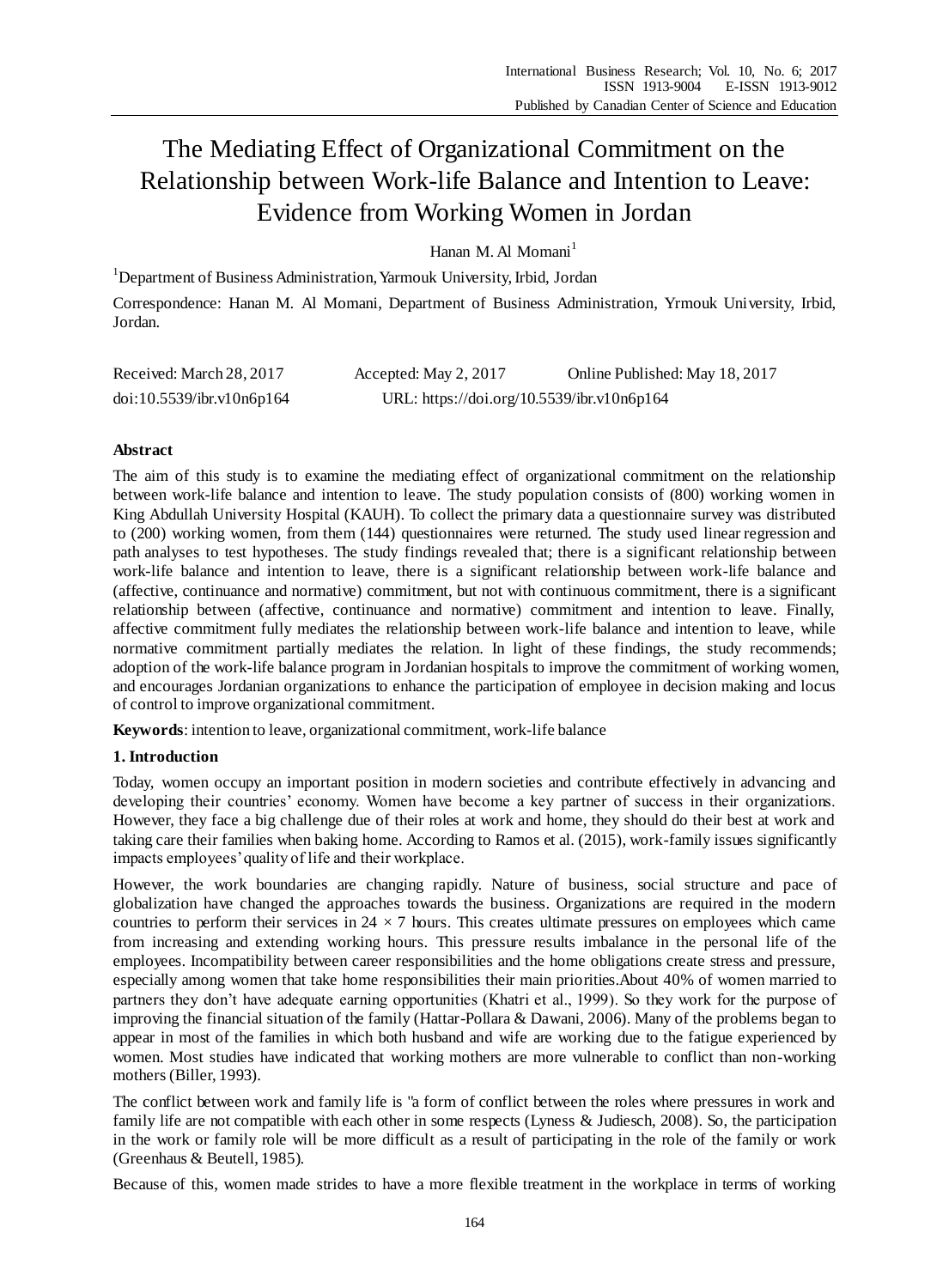# The Mediating Effect of Organizational Commitment on the Relationship between Work-life Balance and Intention to Leave: Evidence from Working Women in Jordan

Hanan M. Al Momani[1]

[1]Department of Business Administration, Yarmouk University, Irbid, Jordan

Correspondence: Hanan M. Al Momani, Department of Business Administration, Yrmouk University, Irbid, Jordan.

Received: March 28, 2017 Accepted: May 2, 2017 Online Published: May 18, 2017

doi:10.5539/ibr.v10n6p164 URL: https://doi.org/10.5539/ibr.v10n6p164

## Abstract

The aim of this study is to examine the mediating effect of organizational commitment on the relationship between work-life balance and intention to leave. The study population consists of (800) working women in King Abdullah University Hospital (KAUH). To collect the primary data a questionnaire survey was distributed to (200) working women, from them (144) questionnaires were returned. The study used linear regression and path analyses to test hypotheses. The study findings revealed that; there is a significant relationship between work-life balance and intention to leave, there is a significant relationship between work-life balance and (affective, continuance and normative) commitment, but not with continuous commitment, there is a significant relationship between (affective, continuance and normative) commitment and intention to leave. Finally, affective commitment fully mediates the relationship between work-life balance and intention to leave, while normative commitment partially mediates the relation. In light of these findings, the study recommends; adoption of the work-life balance program in Jordanian hospitals to improve the commitment of working women, and encourages Jordanian organizations to enhance the participation of employee in decision making and locus of control to improve organizational commitment.

**Keywords**: intention to leave, organizational commitment, work-life balance

## 1. Introduction

Today, women occupy an important position in modern societies and contribute effectively in advancing and developing their countries' economy. Women have become a key partner of success in their organizations. However, they face a big challenge due of their roles at work and home, they should do their best at work and taking care their families when baking home. According to Ramos et al. (2015), work-family issues significantly impacts employees' quality of life and their workplace.

However, the work boundaries are changing rapidly. Nature of business, social structure and pace of globalization have changed the approaches towards the business. Organizations are required in the modern countries to perform their services in $24 \times 7$ hours. This creates ultimate pressures on employees which came from increasing and extending working hours. This pressure results imbalance in the personal life of the employees. Incompatibility between career responsibilities and the home obligations create stress and pressure, especially among women that take home responsibilities their main priorities.About 40% of women married to partners they don't have adequate earning opportunities (Khatri et al., 1999). So they work for the purpose of improving the financial situation of the family (Hattar-Pollara & Dawani, 2006). Many of the problems began to appear in most of the families in which both husband and wife are working due to the fatigue experienced by women. Most studies have indicated that working mothers are more vulnerable to conflict than non-working mothers (Biller, 1993).

The conflict between work and family life is "a form of conflict between the roles where pressures in work and family life are not compatible with each other in some respects (Lyness & Judiesch, 2008). So, the participation in the work or family role will be more difficult as a result of participating in the role of the family or work (Greenhaus & Beutell, 1985).

Because of this, women made strides to have a more flexible treatment in the workplace in terms of working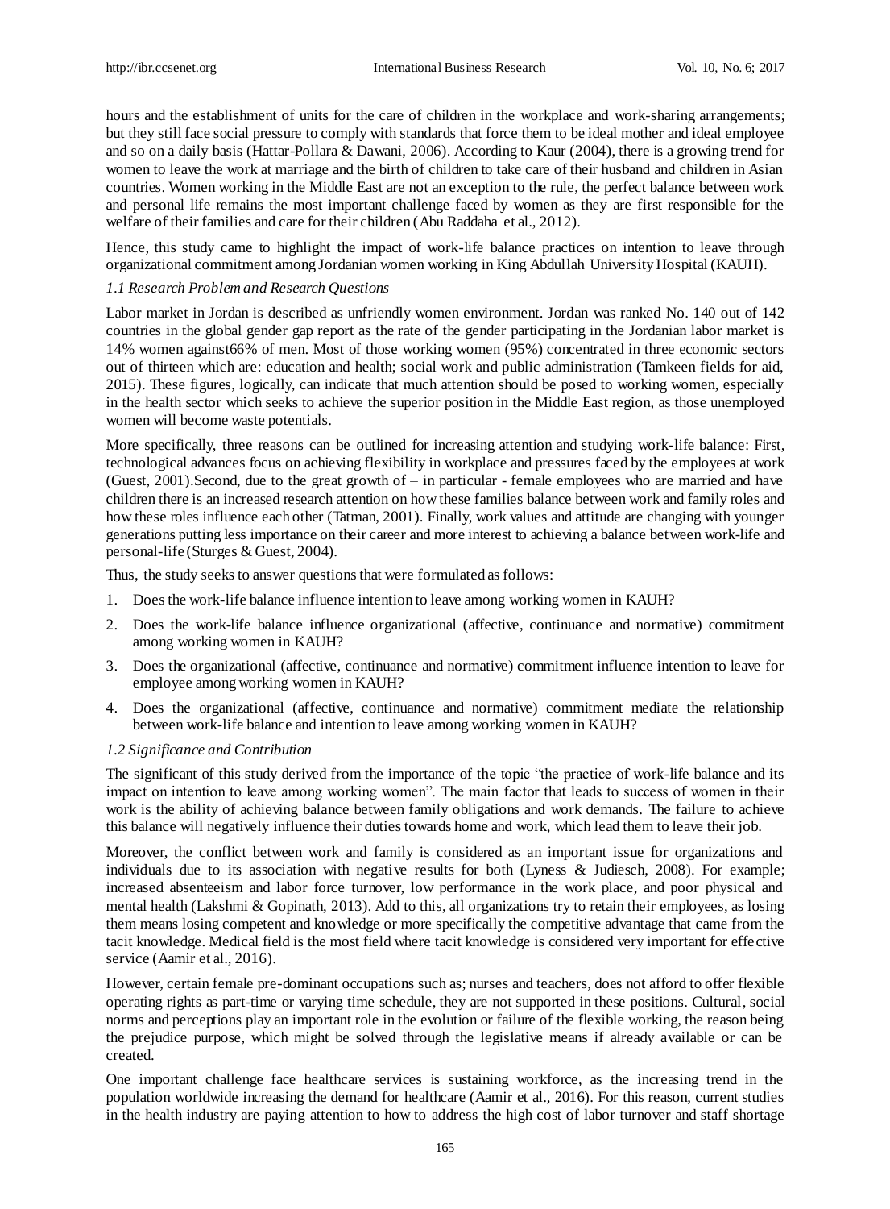hours and the establishment of units for the care of children in the workplace and work-sharing arrangements; but they still face social pressure to comply with standards that force them to be ideal mother and ideal employee and so on a daily basis (Hattar-Pollara & Dawani, 2006). According to Kaur (2004), there is a growing trend for women to leave the work at marriage and the birth of children to take care of their husband and children in Asian countries. Women working in the Middle East are not an exception to the rule, the perfect balance between work and personal life remains the most important challenge faced by women as they are first responsible for the welfare of their families and care for their children (Abu Raddaha et al., 2012).

Hence, this study came to highlight the impact of work-life balance practices on intention to leave through organizational commitment among Jordanian women working in King Abdullah University Hospital (KAUH).

### *1.1 Research Problem and Research Questions*

Labor market in Jordan is described as unfriendly women environment. Jordan was ranked No. 140 out of 142 countries in the global gender gap report as the rate of the gender participating in the Jordanian labor market is 14% women against66% of men. Most of those working women (95%) concentrated in three economic sectors out of thirteen which are: education and health; social work and public administration (Tamkeen fields for aid, 2015). These figures, logically, can indicate that much attention should be posed to working women, especially in the health sector which seeks to achieve the superior position in the Middle East region, as those unemployed women will become waste potentials.

More specifically, three reasons can be outlined for increasing attention and studying work-life balance: First, technological advances focus on achieving flexibility in workplace and pressures faced by the employees at work (Guest, 2001).Second, due to the great growth of – in particular - female employees who are married and have children there is an increased research attention on how these families balance between work and family roles and how these roles influence each other (Tatman, 2001). Finally, work values and attitude are changing with younger generations putting less importance on their career and more interest to achieving a balance between work-life and personal-life (Sturges & Guest, 2004).

Thus, the study seeks to answer questions that were formulated as follows:

1. Does the work-life balance influence intention to leave among working women in KAUH?
2. Does the work-life balance influence organizational (affective, continuance and normative) commitment among working women in KAUH?
3. Does the organizational (affective, continuance and normative) commitment influence intention to leave for employee among working women in KAUH?
4. Does the organizational (affective, continuance and normative) commitment mediate the relationship between work-life balance and intention to leave among working women in KAUH?

### *1.2 Significance and Contribution*

The significant of this study derived from the importance of the topic "the practice of work-life balance and its impact on intention to leave among working women". The main factor that leads to success of women in their work is the ability of achieving balance between family obligations and work demands. The failure to achieve this balance will negatively influence their duties towards home and work, which lead them to leave their job.

Moreover, the conflict between work and family is considered as an important issue for organizations and individuals due to its association with negative results for both (Lyness & Judiesch, 2008). For example; increased absenteeism and labor force turnover, low performance in the work place, and poor physical and mental health (Lakshmi & Gopinath, 2013). Add to this, all organizations try to retain their employees, as losing them means losing competent and knowledge or more specifically the competitive advantage that came from the tacit knowledge. Medical field is the most field where tacit knowledge is considered very important for effective service (Aamir et al., 2016).

However, certain female pre-dominant occupations such as; nurses and teachers, does not afford to offer flexible operating rights as part-time or varying time schedule, they are not supported in these positions. Cultural, social norms and perceptions play an important role in the evolution or failure of the flexible working, the reason being the prejudice purpose, which might be solved through the legislative means if already available or can be created.

One important challenge face healthcare services is sustaining workforce, as the increasing trend in the population worldwide increasing the demand for healthcare (Aamir et al., 2016). For this reason, current studies in the health industry are paying attention to how to address the high cost of labor turnover and staff shortage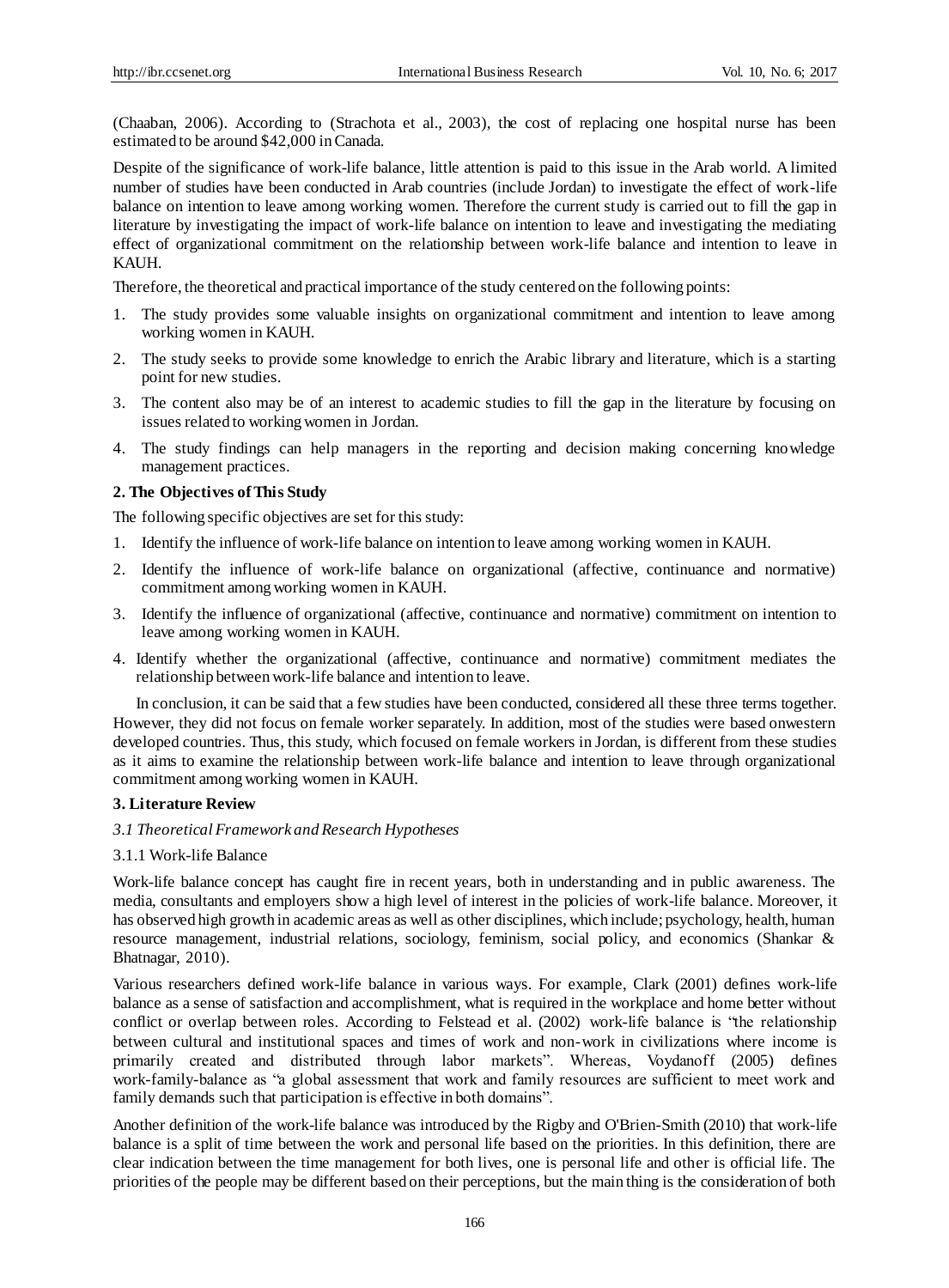(Chaaban, 2006). According to (Strachota et al., 2003), the cost of replacing one hospital nurse has been estimated to be around $42,000 in Canada.

Despite of the significance of work-life balance, little attention is paid to this issue in the Arab world. A limited number of studies have been conducted in Arab countries (include Jordan) to investigate the effect of work-life balance on intention to leave among working women. Therefore the current study is carried out to fill the gap in literature by investigating the impact of work-life balance on intention to leave and investigating the mediating effect of organizational commitment on the relationship between work-life balance and intention to leave in KAUH.

Therefore, the theoretical and practical importance of the study centered on the following points:

1. The study provides some valuable insights on organizational commitment and intention to leave among working women in KAUH.
2. The study seeks to provide some knowledge to enrich the Arabic library and literature, which is a starting point for new studies.
3. The content also may be of an interest to academic studies to fill the gap in the literature by focusing on issues related to working women in Jordan.
4. The study findings can help managers in the reporting and decision making concerning knowledge management practices.

## 2. The Objectives of This Study

The following specific objectives are set for this study:

1. Identify the influence of work-life balance on intention to leave among working women in KAUH.
2. Identify the influence of work-life balance on organizational (affective, continuance and normative) commitment among working women in KAUH.
3. Identify the influence of organizational (affective, continuance and normative) commitment on intention to leave among working women in KAUH.
4. Identify whether the organizational (affective, continuance and normative) commitment mediates the relationship between work-life balance and intention to leave.

In conclusion, it can be said that a few studies have been conducted, considered all these three terms together. However, they did not focus on female worker separately. In addition, most of the studies were based onwestern developed countries. Thus, this study, which focused on female workers in Jordan, is different from these studies as it aims to examine the relationship between work-life balance and intention to leave through organizational commitment among working women in KAUH.

## 3. Literature Review

### *3.1 Theoretical Framework and Research Hypotheses*

#### 3.1.1 Work-life Balance

Work-life balance concept has caught fire in recent years, both in understanding and in public awareness. The media, consultants and employers show a high level of interest in the policies of work-life balance. Moreover, it has observed high growth in academic areas as well as other disciplines, which include; psychology, health, human resource management, industrial relations, sociology, feminism, social policy, and economics (Shankar & Bhatnagar, 2010).

Various researchers defined work-life balance in various ways. For example, Clark (2001) defines work-life balance as a sense of satisfaction and accomplishment, what is required in the workplace and home better without conflict or overlap between roles. According to Felstead et al. (2002) work-life balance is "the relationship between cultural and institutional spaces and times of work and non-work in civilizations where income is primarily created and distributed through labor markets". Whereas, Voydanoff (2005) defines work-family-balance as "a global assessment that work and family resources are sufficient to meet work and family demands such that participation is effective in both domains".

Another definition of the work-life balance was introduced by the Rigby and O'Brien-Smith (2010) that work-life balance is a split of time between the work and personal life based on the priorities. In this definition, there are clear indication between the time management for both lives, one is personal life and other is official life. The priorities of the people may be different based on their perceptions, but the main thing is the consideration of both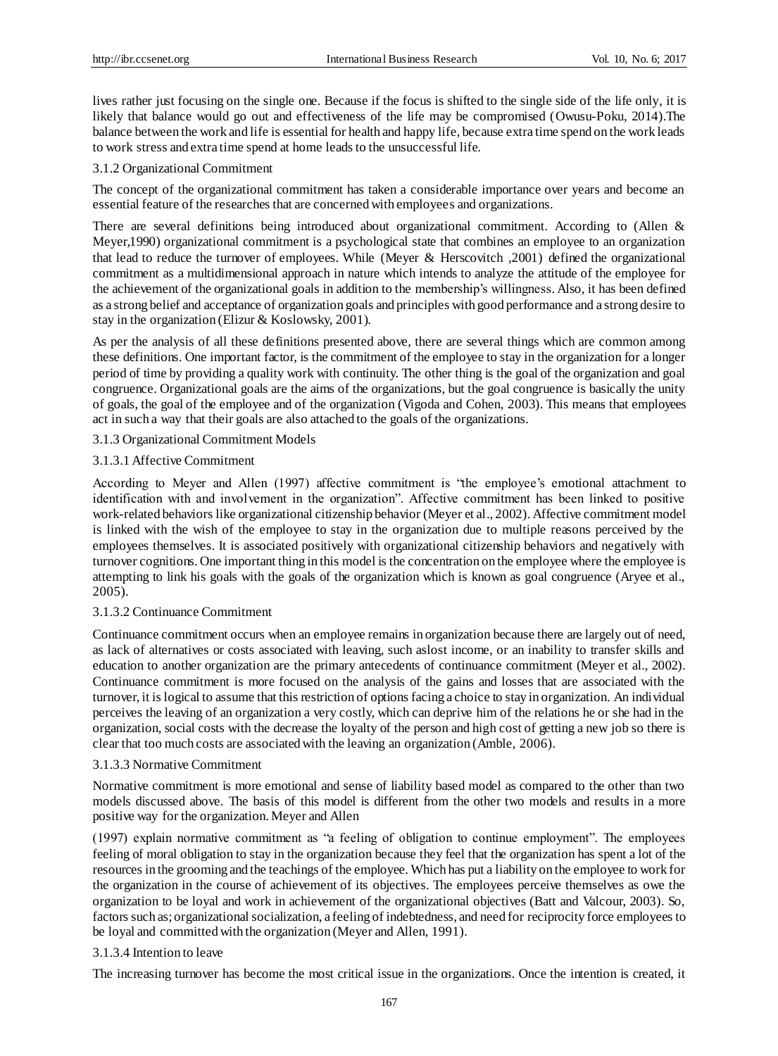lives rather just focusing on the single one. Because if the focus is shifted to the single side of the life only, it is likely that balance would go out and effectiveness of the life may be compromised (Owusu-Poku, 2014).The balance between the work and life is essential for health and happy life, because extra time spend on the work leads to work stress and extra time spend at home leads to the unsuccessful life.

### 3.1.2 Organizational Commitment

The concept of the organizational commitment has taken a considerable importance over years and become an essential feature of the researches that are concerned with employees and organizations.

There are several definitions being introduced about organizational commitment. According to (Allen & Meyer,1990) organizational commitment is a psychological state that combines an employee to an organization that lead to reduce the turnover of employees. While (Meyer & Herscovitch ,2001) defined the organizational commitment as a multidimensional approach in nature which intends to analyze the attitude of the employee for the achievement of the organizational goals in addition to the membership's willingness. Also, it has been defined as a strong belief and acceptance of organization goals and principles with good performance and a strong desire to stay in the organization (Elizur & Koslowsky, 2001).

As per the analysis of all these definitions presented above, there are several things which are common among these definitions. One important factor, is the commitment of the employee to stay in the organization for a longer period of time by providing a quality work with continuity. The other thing is the goal of the organization and goal congruence. Organizational goals are the aims of the organizations, but the goal congruence is basically the unity of goals, the goal of the employee and of the organization (Vigoda and Cohen, 2003). This means that employees act in such a way that their goals are also attached to the goals of the organizations.

### 3.1.3 Organizational Commitment Models

#### 3.1.3.1 Affective Commitment

According to Meyer and Allen (1997) affective commitment is "the employee's emotional attachment to identification with and involvement in the organization". Affective commitment has been linked to positive work-related behaviors like organizational citizenship behavior (Meyer et al., 2002). Affective commitment model is linked with the wish of the employee to stay in the organization due to multiple reasons perceived by the employees themselves. It is associated positively with organizational citizenship behaviors and negatively with turnover cognitions. One important thing in this model is the concentration on the employee where the employee is attempting to link his goals with the goals of the organization which is known as goal congruence (Aryee et al., 2005).

#### 3.1.3.2 Continuance Commitment

Continuance commitment occurs when an employee remains in organization because there are largely out of need, as lack of alternatives or costs associated with leaving, such aslost income, or an inability to transfer skills and education to another organization are the primary antecedents of continuance commitment (Meyer et al., 2002). Continuance commitment is more focused on the analysis of the gains and losses that are associated with the turnover, it is logical to assume that this restriction of options facing a choice to stay in organization. An individual perceives the leaving of an organization a very costly, which can deprive him of the relations he or she had in the organization, social costs with the decrease the loyalty of the person and high cost of getting a new job so there is clear that too much costs are associated with the leaving an organization (Amble, 2006).

#### 3.1.3.3 Normative Commitment

Normative commitment is more emotional and sense of liability based model as compared to the other than two models discussed above. The basis of this model is different from the other two models and results in a more positive way for the organization. Meyer and Allen (1997) explain normative commitment as "a feeling of obligation to continue employment". The employees feeling of moral obligation to stay in the organization because they feel that the organization has spent a lot of the resources in the grooming and the teachings of the employee. Which has put a liability on the employee to work for the organization in the course of achievement of its objectives. The employees perceive themselves as owe the organization to be loyal and work in achievement of the organizational objectives (Batt and Valcour, 2003). So, factors such as; organizational socialization, a feeling of indebtedness, and need for reciprocity force employees to be loyal and committed with the organization (Meyer and Allen, 1991).

#### 3.1.3.4 Intention to leave

The increasing turnover has become the most critical issue in the organizations. Once the intention is created, it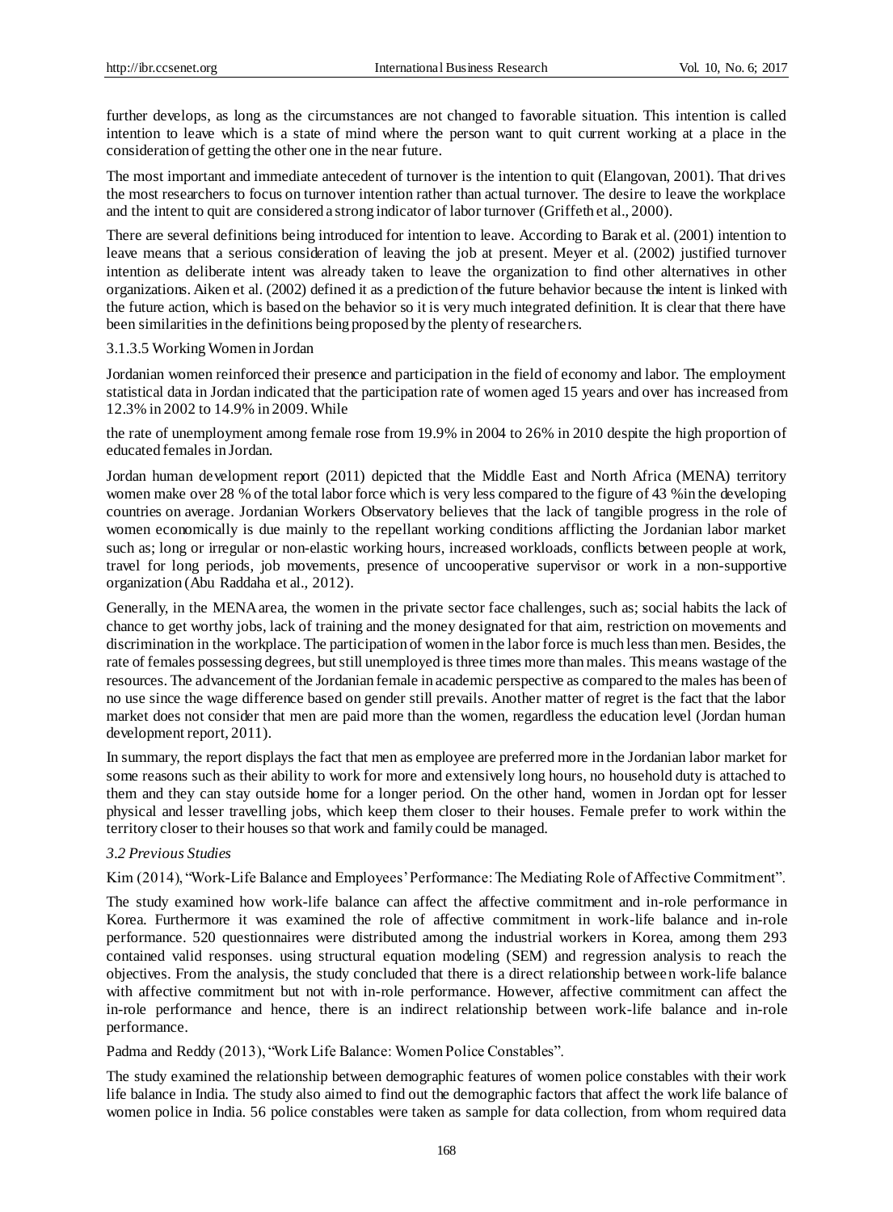further develops, as long as the circumstances are not changed to favorable situation. This intention is called intention to leave which is a state of mind where the person want to quit current working at a place in the consideration of getting the other one in the near future.

The most important and immediate antecedent of turnover is the intention to quit (Elangovan, 2001). That drives the most researchers to focus on turnover intention rather than actual turnover. The desire to leave the workplace and the intent to quit are considered a strong indicator of labor turnover (Griffeth et al., 2000).

There are several definitions being introduced for intention to leave. According to Barak et al. (2001) intention to leave means that a serious consideration of leaving the job at present. Meyer et al. (2002) justified turnover intention as deliberate intent was already taken to leave the organization to find other alternatives in other organizations. Aiken et al. (2002) defined it as a prediction of the future behavior because the intent is linked with the future action, which is based on the behavior so it is very much integrated definition. It is clear that there have been similarities in the definitions being proposed by the plenty of researchers.

3.1.3.5 Working Women in Jordan

Jordanian women reinforced their presence and participation in the field of economy and labor. The employment statistical data in Jordan indicated that the participation rate of women aged 15 years and over has increased from 12.3% in 2002 to 14.9% in 2009. While

the rate of unemployment among female rose from 19.9% in 2004 to 26% in 2010 despite the high proportion of educated females in Jordan.

Jordan human development report (2011) depicted that the Middle East and North Africa (MENA) territory women make over 28 % of the total labor force which is very less compared to the figure of 43 % in the developing countries on average. Jordanian Workers Observatory believes that the lack of tangible progress in the role of women economically is due mainly to the repellant working conditions afflicting the Jordanian labor market such as; long or irregular or non-elastic working hours, increased workloads, conflicts between people at work, travel for long periods, job movements, presence of uncooperative supervisor or work in a non-supportive organization (Abu Raddaha et al., 2012).

Generally, in the MENA area, the women in the private sector face challenges, such as; social habits the lack of chance to get worthy jobs, lack of training and the money designated for that aim, restriction on movements and discrimination in the workplace. The participation of women in the labor force is much less than men. Besides, the rate of females possessing degrees, but still unemployed is three times more than males. This means wastage of the resources. The advancement of the Jordanian female in academic perspective as compared to the males has been of no use since the wage difference based on gender still prevails. Another matter of regret is the fact that the labor market does not consider that men are paid more than the women, regardless the education level (Jordan human development report, 2011).

In summary, the report displays the fact that men as employee are preferred more in the Jordanian labor market for some reasons such as their ability to work for more and extensively long hours, no household duty is attached to them and they can stay outside home for a longer period. On the other hand, women in Jordan opt for lesser physical and lesser travelling jobs, which keep them closer to their houses. Female prefer to work within the territory closer to their houses so that work and family could be managed.

### *3.2 Previous Studies*

Kim (2014), "Work-Life Balance and Employees' Performance: The Mediating Role of Affective Commitment".

The study examined how work-life balance can affect the affective commitment and in-role performance in Korea. Furthermore it was examined the role of affective commitment in work-life balance and in-role performance. 520 questionnaires were distributed among the industrial workers in Korea, among them 293 contained valid responses. using structural equation modeling (SEM) and regression analysis to reach the objectives. From the analysis, the study concluded that there is a direct relationship between work-life balance with affective commitment but not with in-role performance. However, affective commitment can affect the in-role performance and hence, there is an indirect relationship between work-life balance and in-role performance.

Padma and Reddy (2013), "Work Life Balance: Women Police Constables".

The study examined the relationship between demographic features of women police constables with their work life balance in India. The study also aimed to find out the demographic factors that affect the work life balance of women police in India. 56 police constables were taken as sample for data collection, from whom required data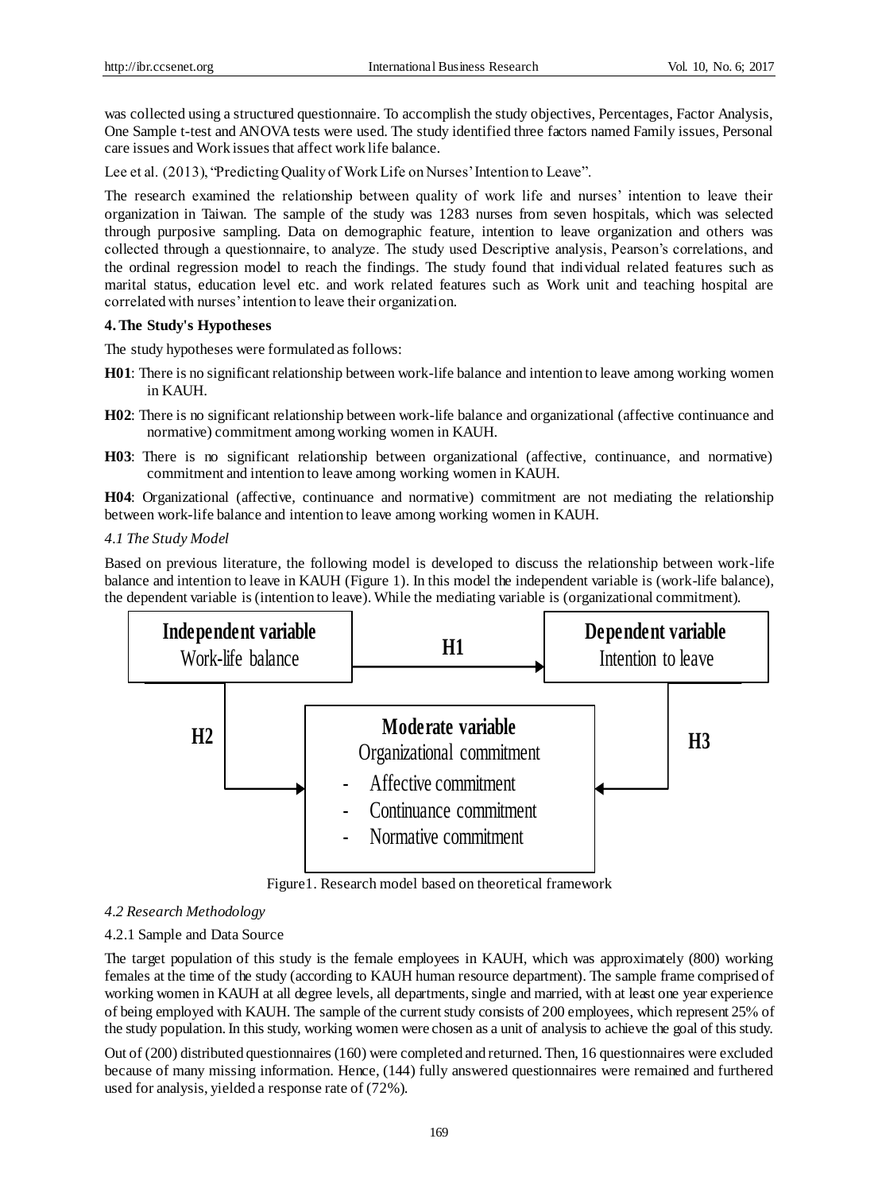was collected using a structured questionnaire. To accomplish the study objectives, Percentages, Factor Analysis, One Sample t-test and ANOVA tests were used. The study identified three factors named Family issues, Personal care issues and Work issues that affect work life balance.

Lee et al. (2013), "Predicting Quality of Work Life on Nurses' Intention to Leave".

The research examined the relationship between quality of work life and nurses' intention to leave their organization in Taiwan. The sample of the study was 1283 nurses from seven hospitals, which was selected through purposive sampling. Data on demographic feature, intention to leave organization and others was collected through a questionnaire, to analyze. The study used Descriptive analysis, Pearson's correlations, and the ordinal regression model to reach the findings. The study found that individual related features such as marital status, education level etc. and work related features such as Work unit and teaching hospital are correlated with nurses' intention to leave their organization.

## 4. The Study's Hypotheses

The study hypotheses were formulated as follows:

**H01**: There is no significant relationship between work-life balance and intention to leave among working women in KAUH.

**H02**: There is no significant relationship between work-life balance and organizational (affective continuance and normative) commitment among working women in KAUH.

**H03**: There is no significant relationship between organizational (affective, continuance, and normative) commitment and intention to leave among working women in KAUH.

**H04**: Organizational (affective, continuance and normative) commitment are not mediating the relationship between work-life balance and intention to leave among working women in KAUH.

### *4.1 The Study Model*

Based on previous literature, the following model is developed to discuss the relationship between work-life balance and intention to leave in KAUH (Figure 1). In this model the independent variable is (work-life balance), the dependent variable is (intention to leave). While the mediating variable is (organizational commitment).

**Independent variable**
Work-life balance

**H1**

**Dependent variable**
Intention to leave

**H2**

**Moderate variable**
Organizational commitment

- Affective commitment
- Continuance commitment
- Normative commitment

**H3**

Figure1. Research model based on theoretical framework

### *4.2 Research Methodology*

#### 4.2.1 Sample and Data Source

The target population of this study is the female employees in KAUH, which was approximately (800) working females at the time of the study (according to KAUH human resource department). The sample frame comprised of working women in KAUH at all degree levels, all departments, single and married, with at least one year experience of being employed with KAUH. The sample of the current study consists of 200 employees, which represent 25% of the study population. In this study, working women were chosen as a unit of analysis to achieve the goal of this study.

Out of (200) distributed questionnaires (160) were completed and returned. Then, 16 questionnaires were excluded because of many missing information. Hence, (144) fully answered questionnaires were remained and furthered used for analysis, yielded a response rate of (72%).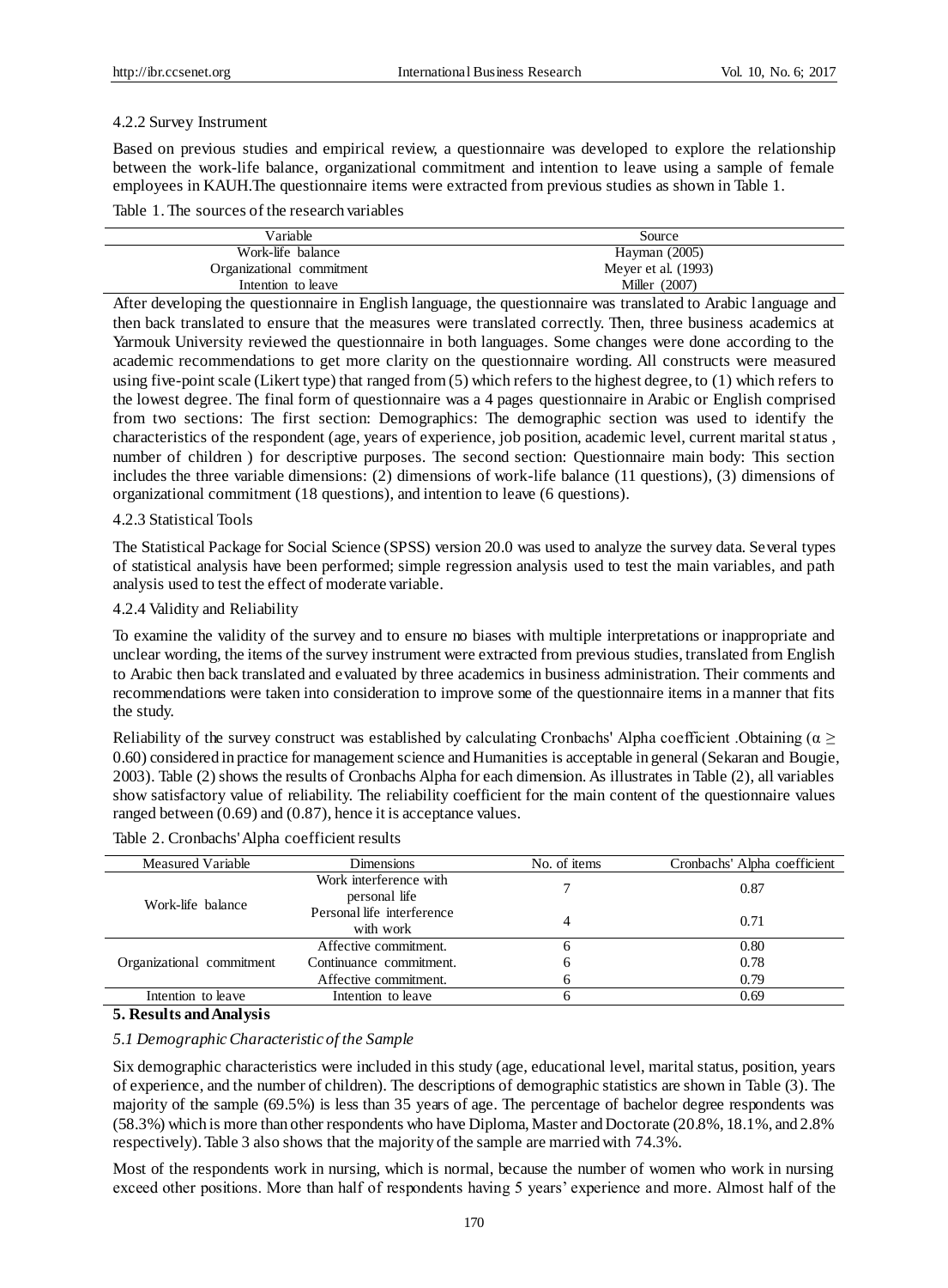#### 4.2.2 Survey Instrument

Based on previous studies and empirical review, a questionnaire was developed to explore the relationship between the work-life balance, organizational commitment and intention to leave using a sample of female employees in KAUH.The questionnaire items were extracted from previous studies as shown in Table 1.

Table 1. The sources of the research variables

| Variable | Source |
|---|---|
| Work-life balance | Hayman (2005) |
| Organizational commitment | Meyer et al. (1993) |
| Intention to leave | Miller (2007) |

After developing the questionnaire in English language, the questionnaire was translated to Arabic language and then back translated to ensure that the measures were translated correctly. Then, three business academics at Yarmouk University reviewed the questionnaire in both languages. Some changes were done according to the academic recommendations to get more clarity on the questionnaire wording. All constructs were measured using five-point scale (Likert type) that ranged from (5) which refers to the highest degree, to (1) which refers to the lowest degree. The final form of questionnaire was a 4 pages questionnaire in Arabic or English comprised from two sections: The first section: Demographics: The demographic section was used to identify the characteristics of the respondent (age, years of experience, job position, academic level, current marital status , number of children ) for descriptive purposes. The second section: Questionnaire main body: This section includes the three variable dimensions: (2) dimensions of work-life balance (11 questions), (3) dimensions of organizational commitment (18 questions), and intention to leave (6 questions).

#### 4.2.3 Statistical Tools

The Statistical Package for Social Science (SPSS) version 20.0 was used to analyze the survey data. Several types of statistical analysis have been performed; simple regression analysis used to test the main variables, and path analysis used to test the effect of moderate variable.

#### 4.2.4 Validity and Reliability

To examine the validity of the survey and to ensure no biases with multiple interpretations or inappropriate and unclear wording, the items of the survey instrument were extracted from previous studies, translated from English to Arabic then back translated and evaluated by three academics in business administration. Their comments and recommendations were taken into consideration to improve some of the questionnaire items in a manner that fits the study.

Reliability of the survey construct was established by calculating Cronbachs' Alpha coefficient .Obtaining ($\alpha \geq 0.60$) considered in practice for management science and Humanities is acceptable in general (Sekaran and Bougie, 2003). Table (2) shows the results of Cronbachs Alpha for each dimension. As illustrates in Table (2), all variables show satisfactory value of reliability. The reliability coefficient for the main content of the questionnaire values ranged between (0.69) and (0.87), hence it is acceptance values.

Table 2. Cronbachs' Alpha coefficient results

| Measured Variable | Dimensions | No. of items | Cronbachs' Alpha coefficient |
|---|---|---|---|
| Work-life balance | Work interference with personal life | 7 | 0.87 |
| | Personal life interference with work | 4 | 0.71 |
| Organizational commitment | Affective commitment. | 6 | 0.80 |
| | Continuance commitment. | 6 | 0.78 |
| | Affective commitment. | 6 | 0.79 |
| Intention to leave | Intention to leave | 6 | 0.69 |

## 5. Results and Analysis

### *5.1 Demographic Characteristic of the Sample*

Six demographic characteristics were included in this study (age, educational level, marital status, position, years of experience, and the number of children). The descriptions of demographic statistics are shown in Table (3). The majority of the sample (69.5%) is less than 35 years of age. The percentage of bachelor degree respondents was (58.3%) which is more than other respondents who have Diploma, Master and Doctorate (20.8%, 18.1%, and 2.8% respectively). Table 3 also shows that the majority of the sample are married with 74.3%.

Most of the respondents work in nursing, which is normal, because the number of women who work in nursing exceed other positions. More than half of respondents having 5 years' experience and more. Almost half of the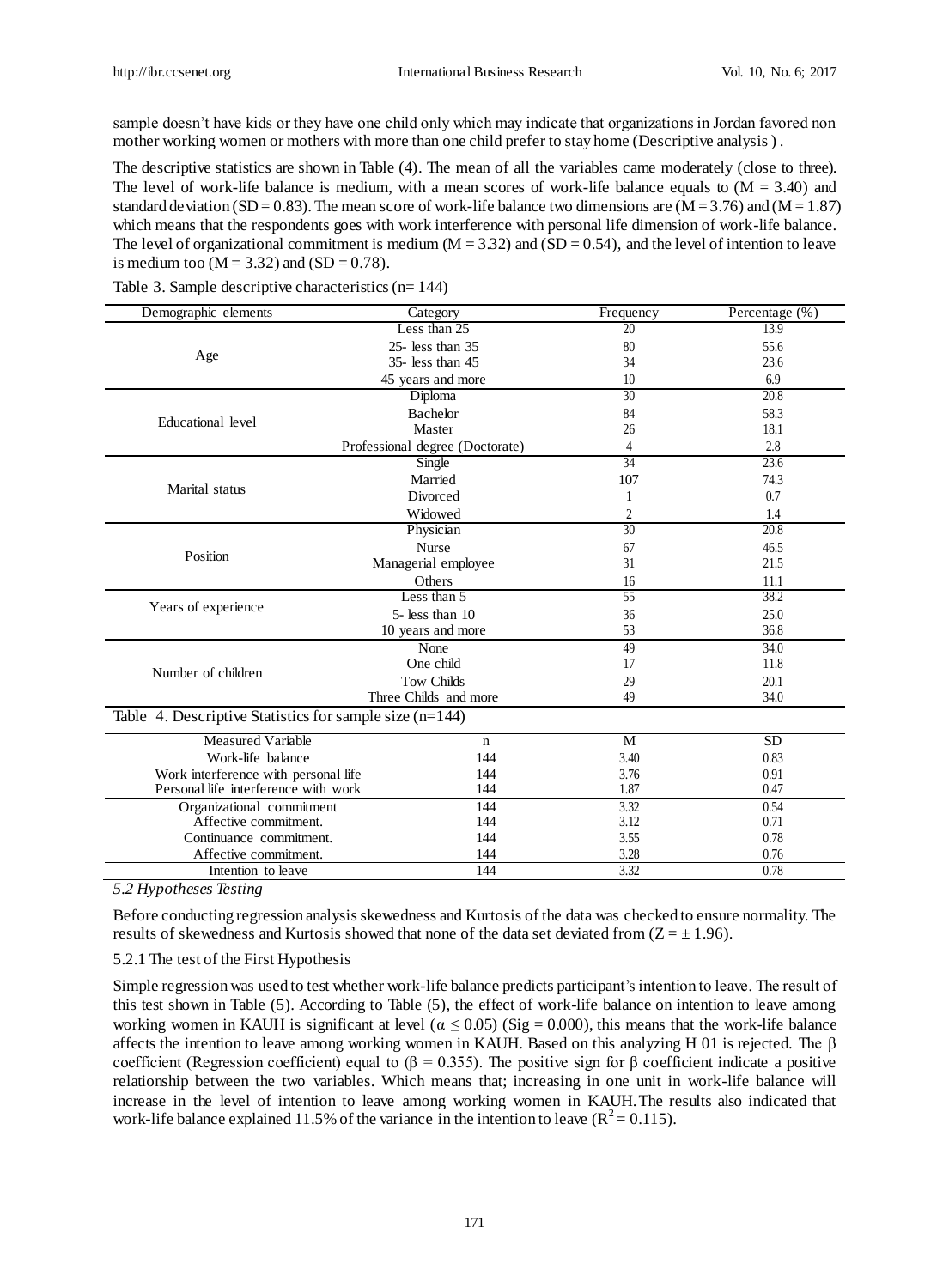sample doesn't have kids or they have one child only which may indicate that organizations in Jordan favored non mother working women or mothers with more than one child prefer to stay home (Descriptive analysis ) .

The descriptive statistics are shown in Table (4). The mean of all the variables came moderately (close to three). The level of work-life balance is medium, with a mean scores of work-life balance equals to (M = 3.40) and standard deviation (SD = 0.83). The mean score of work-life balance two dimensions are (M = 3.76) and (M = 1.87) which means that the respondents goes with work interference with personal life dimension of work-life balance. The level of organizational commitment is medium (M = 3.32) and (SD = 0.54), and the level of intention to leave is medium too (M = 3.32) and (SD = 0.78).

Table 3. Sample descriptive characteristics (n= 144)

| Demographic elements | Category | Frequency | Percentage (%) |
|---|---|---|---|
| Age | Less than 25 | 20 | 13.9 |
| | 25- less than 35 | 80 | 55.6 |
| | 35- less than 45 | 34 | 23.6 |
| | 45 years and more | 10 | 6.9 |
| Educational level | Diploma | 30 | 20.8 |
| | Bachelor | 84 | 58.3 |
| | Master | 26 | 18.1 |
| | Professional degree (Doctorate) | 4 | 2.8 |
| Marital status | Single | 34 | 23.6 |
| | Married | 107 | 74.3 |
| | Divorced | 1 | 0.7 |
| | Widowed | 2 | 1.4 |
| Position | Physician | 30 | 20.8 |
| | Nurse | 67 | 46.5 |
| | Managerial employee | 31 | 21.5 |
| | Others | 16 | 11.1 |
| Years of experience | Less than 5 | 55 | 38.2 |
| | 5- less than 10 | 36 | 25.0 |
| | 10 years and more | 53 | 36.8 |
| Number of children | None | 49 | 34.0 |
| | One child | 17 | 11.8 |
| | Tow Childs | 29 | 20.1 |
| | Three Childs and more | 49 | 34.0 |

Table 4. Descriptive Statistics for sample size (n=144)

| Measured Variable | n | M | SD |
|---|---|---|---|
| Work-life balance | 144 | 3.40 | 0.83 |
| Work interference with personal life | 144 | 3.76 | 0.91 |
| Personal life interference with work | 144 | 1.87 | 0.47 |
| Organizational commitment | 144 | 3.32 | 0.54 |
| Affective commitment. | 144 | 3.12 | 0.71 |
| Continuance commitment. | 144 | 3.55 | 0.78 |
| Affective commitment. | 144 | 3.28 | 0.76 |
| Intention to leave | 144 | 3.32 | 0.78 |

*5.2 Hypotheses Testing*

Before conducting regression analysis skewedness and Kurtosis of the data was checked to ensure normality. The results of skewedness and Kurtosis showed that none of the data set deviated from ($Z = \pm 1.96$).

5.2.1 The test of the First Hypothesis

Simple regression was used to test whether work-life balance predicts participant's intention to leave. The result of this test shown in Table (5). According to Table (5), the effect of work-life balance on intention to leave among working women in KAUH is significant at level ($\alpha \leq 0.05$) (Sig = 0.000), this means that the work-life balance affects the intention to leave among working women in KAUH. Based on this analyzing H 01 is rejected. The β coefficient (Regression coefficient) equal to ($\beta = 0.355$). The positive sign for β coefficient indicate a positive relationship between the two variables. Which means that; increasing in one unit in work-life balance will increase in the level of intention to leave among working women in KAUH. The results also indicated that work-life balance explained 11.5% of the variance in the intention to leave ($R^2 = 0.115$).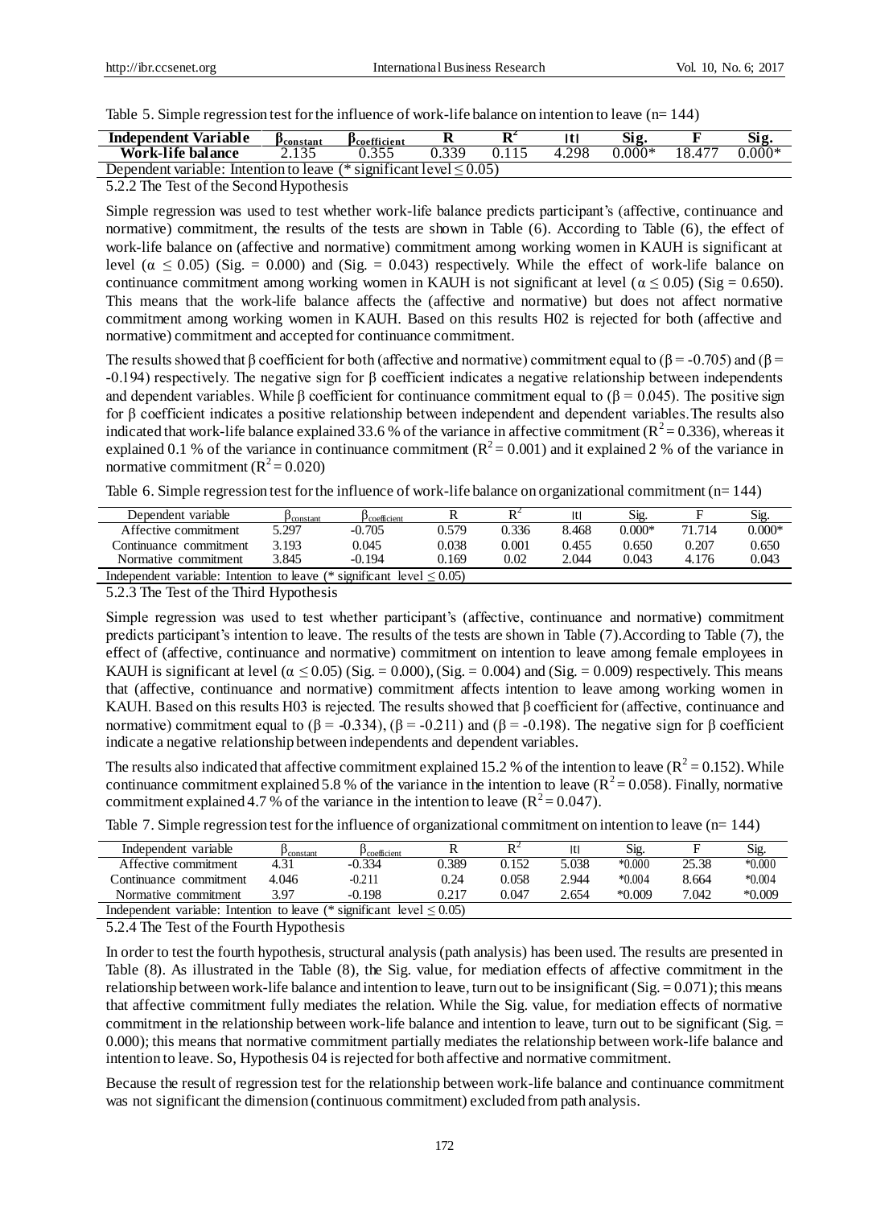Table 5. Simple regression test for the influence of work-life balance on intention to leave (n= 144)

| Independent Variable | $\beta_{constant}$ | $\beta_{coefficient}$ | R | $R^2$ | \|t\| | Sig. | F | Sig. |
|---|---|---|---|---|---|---|---|---|
| Work-life balance | 2.135 | 0.355 | 0.339 | 0.115 | 4.298 | 0.000* | 18.477 | 0.000* |
| Dependent variable: Intention to leave (* significant level ≤ 0.05) | | | | | | | | |

5.2.2 The Test of the Second Hypothesis

Simple regression was used to test whether work-life balance predicts participant's (affective, continuance and normative) commitment, the results of the tests are shown in Table (6). According to Table (6), the effect of work-life balance on (affective and normative) commitment among working women in KAUH is significant at level ($\alpha \leq 0.05$) (Sig. = 0.000) and (Sig. = 0.043) respectively. While the effect of work-life balance on continuance commitment among working women in KAUH is not significant at level ($\alpha \leq 0.05$) (Sig = 0.650). This means that the work-life balance affects the (affective and normative) but does not affect normative commitment among working women in KAUH. Based on this results H02 is rejected for both (affective and normative) commitment and accepted for continuance commitment.

The results showed that β coefficient for both (affective and normative) commitment equal to (β = -0.705) and (β = -0.194) respectively. The negative sign for β coefficient indicates a negative relationship between independents and dependent variables. While β coefficient for continuance commitment equal to (β = 0.045). The positive sign for β coefficient indicates a positive relationship between independent and dependent variables. The results also indicated that work-life balance explained 33.6 % of the variance in affective commitment ($R^2 = 0.336$), whereas it explained 0.1 % of the variance in continuance commitment ($R^2 = 0.001$) and it explained 2 % of the variance in normative commitment ($R^2 = 0.020$)

Table 6. Simple regression test for the influence of work-life balance on organizational commitment (n= 144)

| Dependent variable | $\beta_{constant}$ | $\beta_{coefficient}$ | R | $R^2$ | \|t\| | Sig. | F | Sig. |
|---|---|---|---|---|---|---|---|---|
| Affective commitment | 5.297 | -0.705 | 0.579 | 0.336 | 8.468 | 0.000* | 71.714 | 0.000* |
| Continuance commitment | 3.193 | 0.045 | 0.038 | 0.001 | 0.455 | 0.650 | 0.207 | 0.650 |
| Normative commitment | 3.845 | -0.194 | 0.169 | 0.02 | 2.044 | 0.043 | 4.176 | 0.043 |
| Independent variable: Intention to leave (* significant level ≤ 0.05) | | | | | | | | |

5.2.3 The Test of the Third Hypothesis

Simple regression was used to test whether participant's (affective, continuance and normative) commitment predicts participant's intention to leave. The results of the tests are shown in Table (7). According to Table (7), the effect of (affective, continuance and normative) commitment on intention to leave among female employees in KAUH is significant at level ($\alpha \leq 0.05$) (Sig. = 0.000), (Sig. = 0.004) and (Sig. = 0.009) respectively. This means that (affective, continuance and normative) commitment affects intention to leave among working women in KAUH. Based on this results H03 is rejected. The results showed that β coefficient for (affective, continuance and normative) commitment equal to (β = -0.334), (β = -0.211) and (β = -0.198). The negative sign for β coefficient indicate a negative relationship between independents and dependent variables.

The results also indicated that affective commitment explained 15.2 % of the intention to leave ($R^2 = 0.152$). While continuance commitment explained 5.8 % of the variance in the intention to leave ($R^2 = 0.058$). Finally, normative commitment explained 4.7 % of the variance in the intention to leave ($R^2 = 0.047$).

Table 7. Simple regression test for the influence of organizational commitment on intention to leave (n= 144)

| Independent variable | $\beta_{constant}$ | $\beta_{coefficient}$ | R | $R^2$ | \|t\| | Sig. | F | Sig. |
|---|---|---|---|---|---|---|---|---|
| Affective commitment | 4.31 | -0.334 | 0.389 | 0.152 | 5.038 | *0.000 | 25.38 | *0.000 |
| Continuance commitment | 4.046 | -0.211 | 0.24 | 0.058 | 2.944 | *0.004 | 8.664 | *0.004 |
| Normative commitment | 3.97 | -0.198 | 0.217 | 0.047 | 2.654 | *0.009 | 7.042 | *0.009 |
| Independent variable: Intention to leave (* significant level ≤ 0.05) | | | | | | | | |

5.2.4 The Test of the Fourth Hypothesis

In order to test the fourth hypothesis, structural analysis (path analysis) has been used. The results are presented in Table (8). As illustrated in the Table (8), the Sig. value, for mediation effects of affective commitment in the relationship between work-life balance and intention to leave, turn out to be insignificant (Sig. = 0.071); this means that affective commitment fully mediates the relation. While the Sig. value, for mediation effects of normative commitment in the relationship between work-life balance and intention to leave, turn out to be significant (Sig. = 0.000); this means that normative commitment partially mediates the relationship between work-life balance and intention to leave. So, Hypothesis 04 is rejected for both affective and normative commitment.

Because the result of regression test for the relationship between work-life balance and continuance commitment was not significant the dimension (continuous commitment) excluded from path analysis.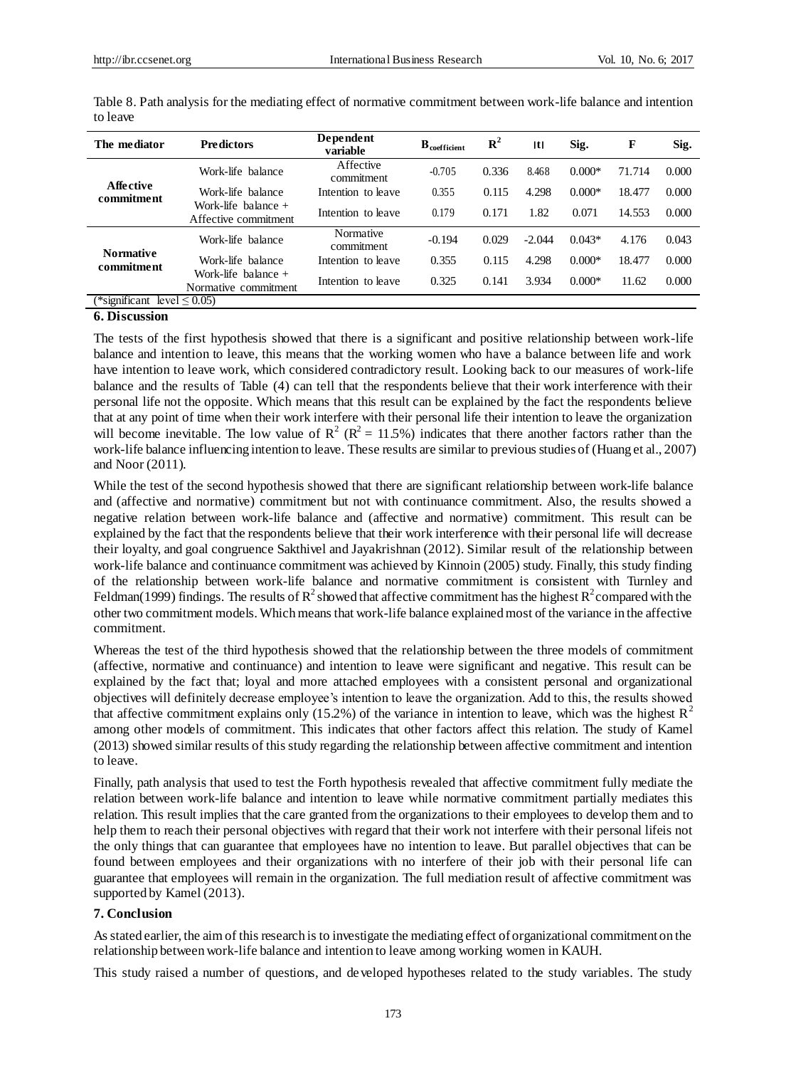Table 8. Path analysis for the mediating effect of normative commitment between work-life balance and intention to leave

| The mediator | Predictors | Dependent variable | $B_{coefficient}$ | $R^2$ | \|t\| | Sig. | F | Sig. |
|---|---|---|---|---|---|---|---|---|
| **Affective commitment** | Work-life balance | Affective commitment | -0.705 | 0.336 | 8.468 | 0.000* | 71.714 | 0.000 |
| | Work-life balance | Intention to leave | 0.355 | 0.115 | 4.298 | 0.000* | 18.477 | 0.000 |
| | Work-life balance + Affective commitment | Intention to leave | 0.179 | 0.171 | 1.82 | 0.071 | 14.553 | 0.000 |
| **Normative commitment** | Work-life balance | Normative commitment | -0.194 | 0.029 | -2.044 | 0.043* | 4.176 | 0.043 |
| | Work-life balance | Intention to leave | 0.355 | 0.115 | 4.298 | 0.000* | 18.477 | 0.000 |
| | Work-life balance + Normative commitment | Intention to leave | 0.325 | 0.141 | 3.934 | 0.000* | 11.62 | 0.000 |

(*significant level ≤ 0.05)

## 6. Discussion

The tests of the first hypothesis showed that there is a significant and positive relationship between work-life balance and intention to leave, this means that the working women who have a balance between life and work have intention to leave work, which considered contradictory result. Looking back to our measures of work-life balance and the results of Table (4) can tell that the respondents believe that their work interference with their personal life not the opposite. Which means that this result can be explained by the fact the respondents believe that at any point of time when their work interfere with their personal life their intention to leave the organization will become inevitable. The low value of $R^2$ ($R^2 = 11.5\%$) indicates that there another factors rather than the work-life balance influencing intention to leave. These results are similar to previous studies of (Huang et al., 2007) and Noor (2011).

While the test of the second hypothesis showed that there are significant relationship between work-life balance and (affective and normative) commitment but not with continuance commitment. Also, the results showed a negative relation between work-life balance and (affective and normative) commitment. This result can be explained by the fact that the respondents believe that their work interference with their personal life will decrease their loyalty, and goal congruence Sakthivel and Jayakrishnan (2012). Similar result of the relationship between work-life balance and continuance commitment was achieved by Kinnoin (2005) study. Finally, this study finding of the relationship between work-life balance and normative commitment is consistent with Turnley and Feldman(1999) findings. The results of $R^2$ showed that affective commitment has the highest $R^2$ compared with the other two commitment models. Which means that work-life balance explained most of the variance in the affective commitment.

Whereas the test of the third hypothesis showed that the relationship between the three models of commitment (affective, normative and continuance) and intention to leave were significant and negative. This result can be explained by the fact that; loyal and more attached employees with a consistent personal and organizational objectives will definitely decrease employee's intention to leave the organization. Add to this, the results showed that affective commitment explains only (15.2%) of the variance in intention to leave, which was the highest $R^2$ among other models of commitment. This indicates that other factors affect this relation. The study of Kamel (2013) showed similar results of this study regarding the relationship between affective commitment and intention to leave.

Finally, path analysis that used to test the Forth hypothesis revealed that affective commitment fully mediate the relation between work-life balance and intention to leave while normative commitment partially mediates this relation. This result implies that the care granted from the organizations to their employees to develop them and to help them to reach their personal objectives with regard that their work not interfere with their personal lifeis not the only things that can guarantee that employees have no intention to leave. But parallel objectives that can be found between employees and their organizations with no interfere of their job with their personal life can guarantee that employees will remain in the organization. The full mediation result of affective commitment was supported by Kamel (2013).

## 7. Conclusion

As stated earlier, the aim of this research is to investigate the mediating effect of organizational commitment on the relationship between work-life balance and intention to leave among working women in KAUH.

This study raised a number of questions, and developed hypotheses related to the study variables. The study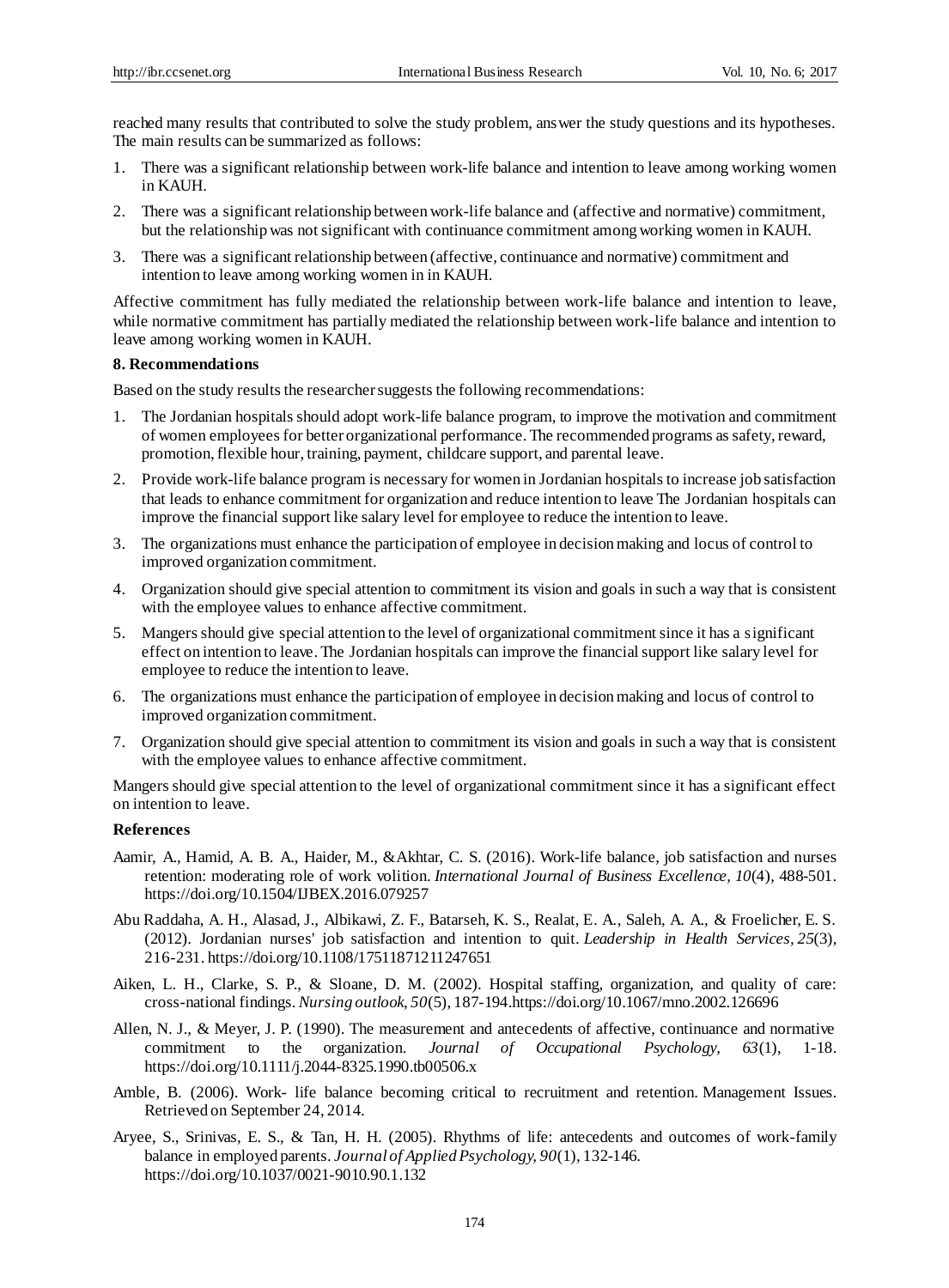reached many results that contributed to solve the study problem, answer the study questions and its hypotheses. The main results can be summarized as follows:

1. There was a significant relationship between work-life balance and intention to leave among working women in KAUH.
2. There was a significant relationship between work-life balance and (affective and normative) commitment, but the relationship was not significant with continuance commitment among working women in KAUH.
3. There was a significant relationship between (affective, continuance and normative) commitment and intention to leave among working women in in KAUH.

Affective commitment has fully mediated the relationship between work-life balance and intention to leave, while normative commitment has partially mediated the relationship between work-life balance and intention to leave among working women in KAUH.

## 8. Recommendations

Based on the study results the researcher suggests the following recommendations:

1. The Jordanian hospitals should adopt work-life balance program, to improve the motivation and commitment of women employees for better organizational performance. The recommended programs as safety, reward, promotion, flexible hour, training, payment, childcare support, and parental leave.
2. Provide work-life balance program is necessary for women in Jordanian hospitals to increase job satisfaction that leads to enhance commitment for organization and reduce intention to leave The Jordanian hospitals can improve the financial support like salary level for employee to reduce the intention to leave.
3. The organizations must enhance the participation of employee in decision making and locus of control to improved organization commitment.
4. Organization should give special attention to commitment its vision and goals in such a way that is consistent with the employee values to enhance affective commitment.
5. Mangers should give special attention to the level of organizational commitment since it has a significant effect on intention to leave. The Jordanian hospitals can improve the financial support like salary level for employee to reduce the intention to leave.
6. The organizations must enhance the participation of employee in decision making and locus of control to improved organization commitment.
7. Organization should give special attention to commitment its vision and goals in such a way that is consistent with the employee values to enhance affective commitment.

Mangers should give special attention to the level of organizational commitment since it has a significant effect on intention to leave.

## References

Aamir, A., Hamid, A. B. A., Haider, M., &Akhtar, C. S. (2016). Work-life balance, job satisfaction and nurses retention: moderating role of work volition. *International Journal of Business Excellence*, *10*(4), 488-501. https://doi.org/10.1504/IJBEX.2016.079257

Abu Raddaha, A. H., Alasad, J., Albikawi, Z. F., Batarseh, K. S., Realat, E. A., Saleh, A. A., & Froelicher, E. S. (2012). Jordanian nurses' job satisfaction and intention to quit. *Leadership in Health Services*, *25*(3), 216-231. https://doi.org/10.1108/17511871211247651

Aiken, L. H., Clarke, S. P., & Sloane, D. M. (2002). Hospital staffing, organization, and quality of care: cross-national findings. *Nursing outlook*, *50*(5), 187-194.https://doi.org/10.1067/mno.2002.126696

Allen, N. J., & Meyer, J. P. (1990). The measurement and antecedents of affective, continuance and normative commitment to the organization. *Journal of Occupational Psychology, 63*(1), 1-18. https://doi.org/10.1111/j.2044-8325.1990.tb00506.x

Amble, B. (2006). Work- life balance becoming critical to recruitment and retention. Management Issues. Retrieved on September 24, 2014.

Aryee, S., Srinivas, E. S., & Tan, H. H. (2005). Rhythms of life: antecedents and outcomes of work-family balance in employed parents. *Journal of Applied Psychology, 90*(1), 132-146. https://doi.org/10.1037/0021-9010.90.1.132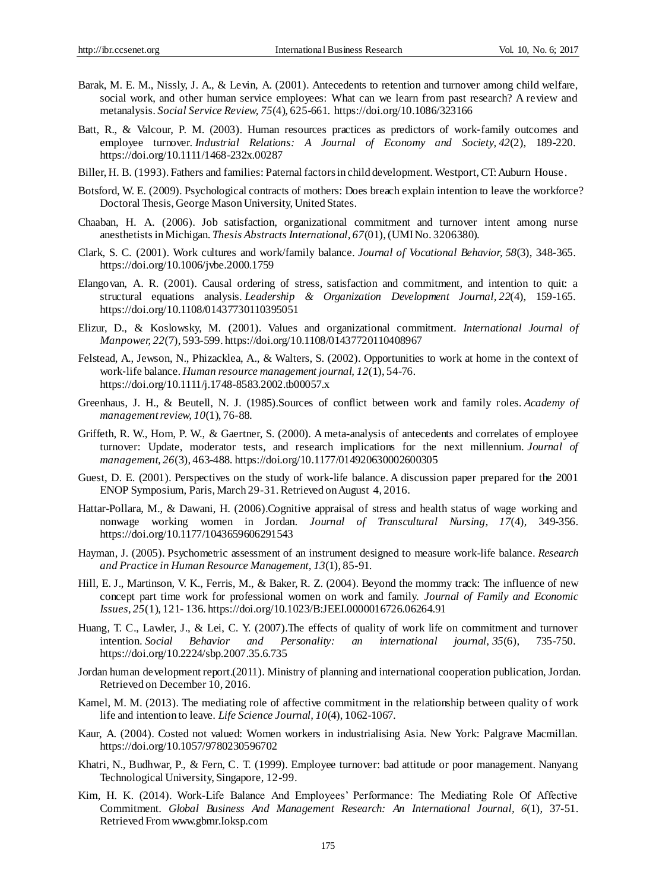Barak, M. E. M., Nissly, J. A., & Levin, A. (2001). Antecedents to retention and turnover among child welfare, social work, and other human service employees: What can we learn from past research? A review and metanalysis. *Social Service Review, 75*(4), 625-661. https://doi.org/10.1086/323166

Batt, R., & Valcour, P. M. (2003). Human resources practices as predictors of work-family outcomes and employee turnover. *Industrial Relations: A Journal of Economy and Society, 42*(2), 189-220. https://doi.org/10.1111/1468-232x.00287

Biller, H. B. (1993). Fathers and families: Paternal factors in child development. Westport, CT: Auburn House.

Botsford, W. E. (2009). Psychological contracts of mothers: Does breach explain intention to leave the workforce? Doctoral Thesis, George Mason University, United States.

Chaaban, H. A. (2006). Job satisfaction, organizational commitment and turnover intent among nurse anesthetists in Michigan. *Thesis Abstracts International, 67*(01), (UMI No. 3206380).

Clark, S. C. (2001). Work cultures and work/family balance. *Journal of Vocational Behavior, 58*(3), 348-365. https://doi.org/10.1006/jvbe.2000.1759

Elangovan, A. R. (2001). Causal ordering of stress, satisfaction and commitment, and intention to quit: a structural equations analysis. *Leadership & Organization Development Journal, 22*(4), 159-165. https://doi.org/10.1108/01437730110395051

Elizur, D., & Koslowsky, M. (2001). Values and organizational commitment. *International Journal of Manpower, 22*(7), 593-599. https://doi.org/10.1108/01437720110408967

Felstead, A., Jewson, N., Phizacklea, A., & Walters, S. (2002). Opportunities to work at home in the context of work-life balance. *Human resource management journal, 12*(1), 54-76. https://doi.org/10.1111/j.1748-8583.2002.tb00057.x

Greenhaus, J. H., & Beutell, N. J. (1985).Sources of conflict between work and family roles. *Academy of management review, 10*(1), 76-88.

Griffeth, R. W., Hom, P. W., & Gaertner, S. (2000). A meta-analysis of antecedents and correlates of employee turnover: Update, moderator tests, and research implications for the next millennium. *Journal of management, 26*(3), 463-488. https://doi.org/10.1177/014920630002600305

Guest, D. E. (2001). Perspectives on the study of work-life balance. A discussion paper prepared for the 2001 ENOP Symposium, Paris, March 29-31. Retrieved on August 4, 2016.

Hattar-Pollara, M., & Dawani, H. (2006).Cognitive appraisal of stress and health status of wage working and nonwage working women in Jordan. *Journal of Transcultural Nursing, 17*(4), 349-356. https://doi.org/10.1177/1043659606291543

Hayman, J. (2005). Psychometric assessment of an instrument designed to measure work-life balance. *Research and Practice in Human Resource Management, 13*(1), 85-91.

Hill, E. J., Martinson, V. K., Ferris, M., & Baker, R. Z. (2004). Beyond the mommy track: The influence of new concept part time work for professional women on work and family. *Journal of Family and Economic Issues, 25*(1), 121- 136. https://doi.org/10.1023/B:JEEI.0000016726.06264.91

Huang, T. C., Lawler, J., & Lei, C. Y. (2007).The effects of quality of work life on commitment and turnover intention. *Social Behavior and Personality: an international journal, 35*(6), 735-750. https://doi.org/10.2224/sbp.2007.35.6.735

Jordan human development report.(2011). Ministry of planning and international cooperation publication, Jordan. Retrieved on December 10, 2016.

Kamel, M. M. (2013). The mediating role of affective commitment in the relationship between quality of work life and intention to leave. *Life Science Journal, 10*(4), 1062-1067.

Kaur, A. (2004). Costed not valued: Women workers in industrialising Asia. New York: Palgrave Macmillan. https://doi.org/10.1057/9780230596702

Khatri, N., Budhwar, P., & Fern, C. T. (1999). Employee turnover: bad attitude or poor management. Nanyang Technological University, Singapore, 12-99.

Kim, H. K. (2014). Work-Life Balance And Employees' Performance: The Mediating Role Of Affective Commitment. *Global Business And Management Research: An International Journal, 6*(1), 37-51. Retrieved From www.gbmr.Ioksp.com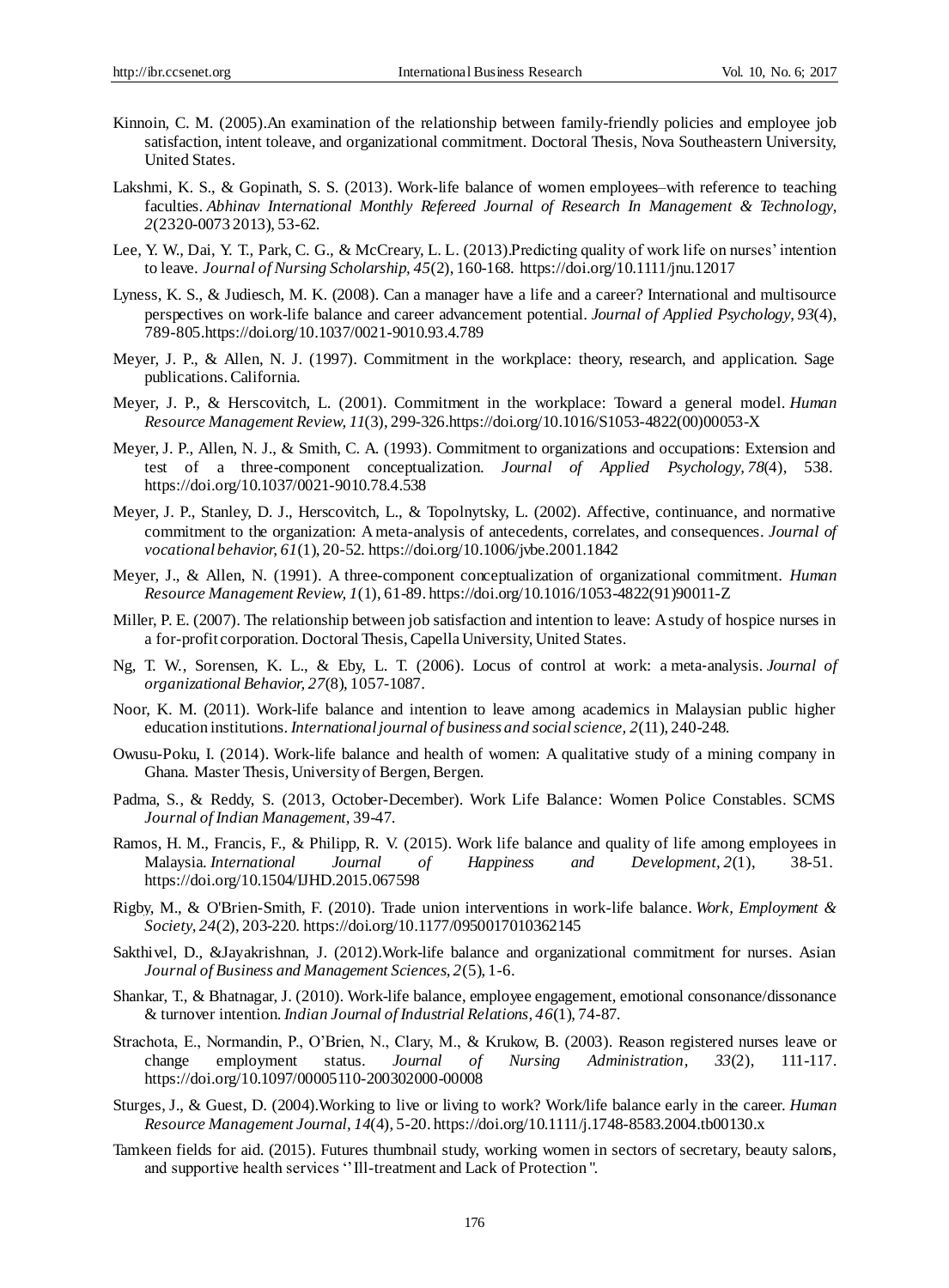Kinnoin, C. M. (2005).An examination of the relationship between family-friendly policies and employee job satisfaction, intent toleave, and organizational commitment. Doctoral Thesis, Nova Southeastern University, United States.

Lakshmi, K. S., & Gopinath, S. S. (2013). Work-life balance of women employees–with reference to teaching faculties. *Abhinav International Monthly Refereed Journal of Research In Management & Technology, 2*(2320-0073 2013), 53-62.

Lee, Y. W., Dai, Y. T., Park, C. G., & McCreary, L. L. (2013).Predicting quality of work life on nurses' intention to leave. *Journal of Nursing Scholarship, 45*(2), 160-168. https://doi.org/10.1111/jnu.12017

Lyness, K. S., & Judiesch, M. K. (2008). Can a manager have a life and a career? International and multisource perspectives on work-life balance and career advancement potential. *Journal of Applied Psychology, 93*(4), 789-805.https://doi.org/10.1037/0021-9010.93.4.789

Meyer, J. P., & Allen, N. J. (1997). Commitment in the workplace: theory, research, and application. Sage publications. California.

Meyer, J. P., & Herscovitch, L. (2001). Commitment in the workplace: Toward a general model. *Human Resource Management Review, 11*(3), 299-326.https://doi.org/10.1016/S1053-4822(00)00053-X

Meyer, J. P., Allen, N. J., & Smith, C. A. (1993). Commitment to organizations and occupations: Extension and test of a three-component conceptualization. *Journal of Applied Psychology, 78*(4), 538. https://doi.org/10.1037/0021-9010.78.4.538

Meyer, J. P., Stanley, D. J., Herscovitch, L., & Topolnytsky, L. (2002). Affective, continuance, and normative commitment to the organization: A meta-analysis of antecedents, correlates, and consequences. *Journal of vocational behavior, 61*(1), 20-52. https://doi.org/10.1006/jvbe.2001.1842

Meyer, J., & Allen, N. (1991). A three-component conceptualization of organizational commitment. *Human Resource Management Review, 1*(1), 61-89. https://doi.org/10.1016/1053-4822(91)90011-Z

Miller, P. E. (2007). The relationship between job satisfaction and intention to leave: A study of hospice nurses in a for-profit corporation. Doctoral Thesis, Capella University, United States.

Ng, T. W., Sorensen, K. L., & Eby, L. T. (2006). Locus of control at work: a meta-analysis. *Journal of organizational Behavior, 27*(8), 1057-1087.

Noor, K. M. (2011). Work-life balance and intention to leave among academics in Malaysian public higher education institutions. *International journal of business and social science, 2*(11), 240-248.

Owusu-Poku, I. (2014). Work-life balance and health of women: A qualitative study of a mining company in Ghana. Master Thesis, University of Bergen, Bergen.

Padma, S., & Reddy, S. (2013, October-December). Work Life Balance: Women Police Constables. SCMS *Journal of Indian Management*, 39-47.

Ramos, H. M., Francis, F., & Philipp, R. V. (2015). Work life balance and quality of life among employees in Malaysia. *International Journal of Happiness and Development, 2*(1), 38-51. https://doi.org/10.1504/IJHD.2015.067598

Rigby, M., & O'Brien-Smith, F. (2010). Trade union interventions in work-life balance. *Work, Employment & Society, 24*(2), 203-220. https://doi.org/10.1177/0950017010362145

Sakthivel, D., &Jayakrishnan, J. (2012).Work-life balance and organizational commitment for nurses. Asian *Journal of Business and Management Sciences, 2*(5), 1-6.

Shankar, T., & Bhatnagar, J. (2010). Work-life balance, employee engagement, emotional consonance/dissonance & turnover intention. *Indian Journal of Industrial Relations, 46*(1), 74-87.

Strachota, E., Normandin, P., O'Brien, N., Clary, M., & Krukow, B. (2003). Reason registered nurses leave or change employment status. *Journal of Nursing Administration, 33*(2), 111-117. https://doi.org/10.1097/00005110-200302000-00008

Sturges, J., & Guest, D. (2004).Working to live or living to work? Work/life balance early in the career. *Human Resource Management Journal, 14*(4), 5-20. https://doi.org/10.1111/j.1748-8583.2004.tb00130.x

Tamkeen fields for aid. (2015). Futures thumbnail study, working women in sectors of secretary, beauty salons, and supportive health services ''Ill-treatment and Lack of Protection''.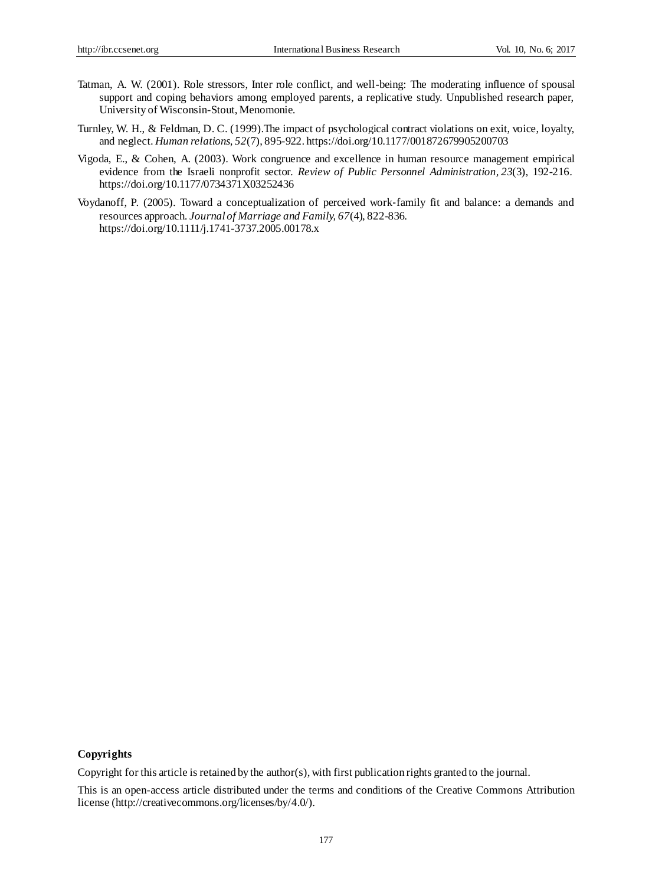Tatman, A. W. (2001). Role stressors, Inter role conflict, and well-being: The moderating influence of spousal support and coping behaviors among employed parents, a replicative study. Unpublished research paper, University of Wisconsin-Stout, Menomonie.

Turnley, W. H., & Feldman, D. C. (1999).The impact of psychological contract violations on exit, voice, loyalty, and neglect. *Human relations*, *52*(7), 895-922. https://doi.org/10.1177/001872679905200703

Vigoda, E., & Cohen, A. (2003). Work congruence and excellence in human resource management empirical evidence from the Israeli nonprofit sector. *Review of Public Personnel Administration*, *23*(3), 192-216. https://doi.org/10.1177/0734371X03252436

Voydanoff, P. (2005). Toward a conceptualization of perceived work-family fit and balance: a demands and resources approach. *Journal of Marriage and Family, 67*(4), 822-836. https://doi.org/10.1111/j.1741-3737.2005.00178.x

**Copyrights**

Copyright for this article is retained by the author(s), with first publication rights granted to the journal.

This is an open-access article distributed under the terms and conditions of the Creative Commons Attribution license (http://creativecommons.org/licenses/by/4.0/).